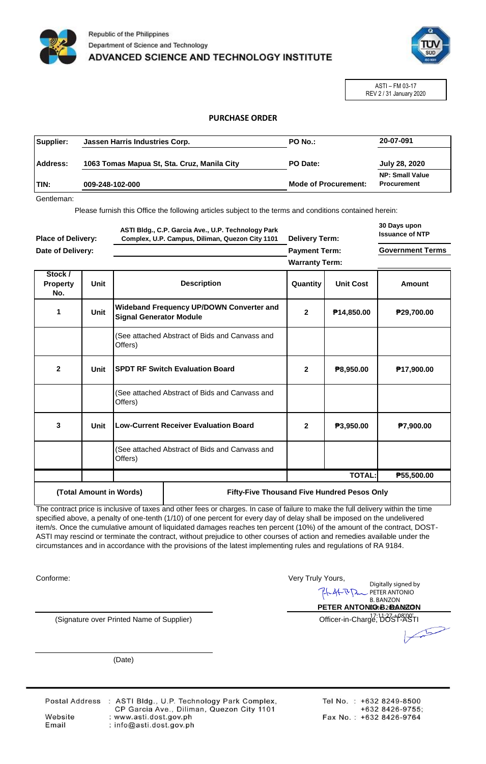Republic of the Philippines
Department of Science and Technology
ADVANCED SCIENCE AND TECHNOLOGY INSTITUTE

ASTI – FM 03-17
REV 2 / 31 January 2020

## PURCHASE ORDER

| | | | |
|---|---|---|---|
| **Supplier:** | **Jassen Harris Industries Corp.** | **PO No.:** | **20-07-091** |
| **Address:** | **1063 Tomas Mapua St, Sta. Cruz, Manila City** | **PO Date:** | **July 28, 2020** |
| **TIN:** | **009-248-102-000** | **Mode of Procurement:** | **NP: Small Value Procurement** |

Gentleman:

Please furnish this Office the following articles subject to the terms and conditions contained herein:

| | | | |
|---|---|---|---|
| **Place of Delivery:** | **ASTI Bldg., C.P. Garcia Ave., U.P. Technology Park Complex, U.P. Campus, Diliman, Quezon City 1101** | **Delivery Term:** | **30 Days upon Issuance of NTP** |
| **Date of Delivery:** | | **Payment Term:** | **Government Terms** |
| | | **Warranty Term:** | |

| Stock / Property No. | Unit | Description | Quantity | Unit Cost | Amount |
|---|---|---|---|---|---|
| **1** | **Unit** | **Wideband Frequency UP/DOWN Converter and Signal Generator Module** | **2** | **₱14,850.00** | **₱29,700.00** |
| | | (See attached Abstract of Bids and Canvass and Offers) | | | |
| **2** | **Unit** | **SPDT RF Switch Evaluation Board** | **2** | **₱8,950.00** | **₱17,900.00** |
| | | (See attached Abstract of Bids and Canvass and Offers) | | | |
| **3** | **Unit** | **Low-Current Receiver Evaluation Board** | **2** | **₱3,950.00** | **₱7,900.00** |
| | | (See attached Abstract of Bids and Canvass and Offers) | | | |
| | | | | **TOTAL:** | **₱55,500.00** |
| **(Total Amount in Words)** | | **Fifty-Five Thousand Five Hundred Pesos Only** | | | |

The contract price is inclusive of taxes and other fees or charges. In case of failure to make the full delivery within the time specified above, a penalty of one-tenth (1/10) of one percent for every day of delay shall be imposed on the undelivered item/s. Once the cumulative amount of liquidated damages reaches ten percent (10%) of the amount of the contract, DOST-ASTI may rescind or terminate the contract, without prejudice to other courses of action and remedies available under the circumstances and in accordance with the provisions of the latest implementing rules and regulations of RA 9184.

Conforme:

(Signature over Printed Name of Supplier)

(Date)

Very Truly Yours,

Digitally signed by PETER ANTONIO B. BANZON
Date: 2020.07.28 17:11:27 +08'00'

**PETER ANTONIO B. BANZON**
Officer-in-Charge, DOST-ASTI

Postal Address : ASTI Bldg., U.P. Technology Park Complex, CP Garcia Ave., Diliman, Quezon City 1101
Website : www.asti.dost.gov.ph
Email : info@asti.dost.gov.ph
Tel No. : +632 8249-8500 +632 8426-9755;
Fax No. : +632 8426-9764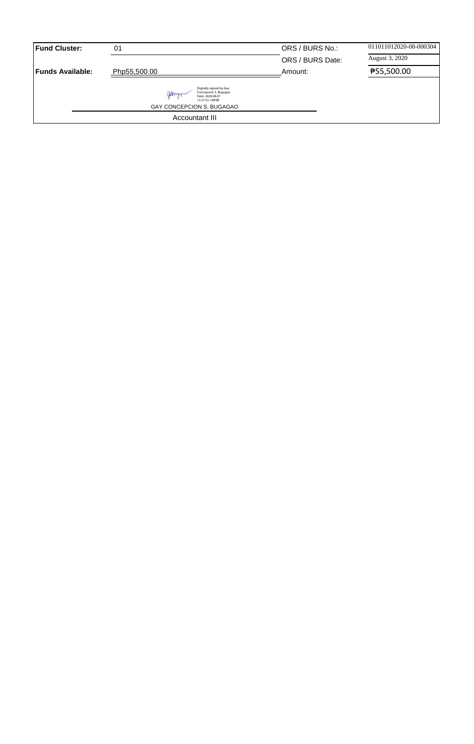| **Fund Cluster:** | 01 | ORS / BURS No.: | 011011012020-08-000304 |
|---|---|---|---|
| | | ORS / BURS Date: | August 3, 2020 |
| **Funds Available:** | Php55,500.00 | Amount: | ₱55,500.00 |

Digitally signed by Gay Concepcion S. Bugagao
Date: 2020.08.07 13:37:53 +08'00'

GAY CONCEPCION S. BUGAGAO

Accountant III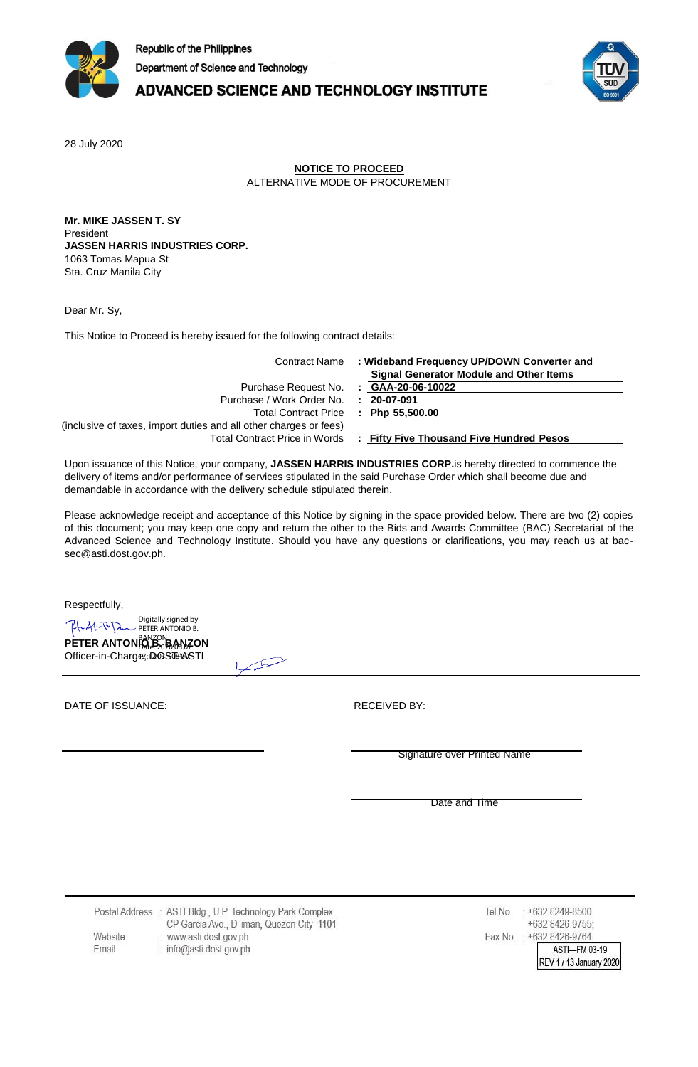Republic of the Philippines
Department of Science and Technology
**ADVANCED SCIENCE AND TECHNOLOGY INSTITUTE**

28 July 2020

**NOTICE TO PROCEED**
ALTERNATIVE MODE OF PROCUREMENT

**Mr. MIKE JASSEN T. SY**
President
**JASSEN HARRIS INDUSTRIES CORP.**
1063 Tomas Mapua St
Sta. Cruz Manila City

Dear Mr. Sy,

This Notice to Proceed is hereby issued for the following contract details:

| | |
|---|---|
| Contract Name | : **Wideband Frequency UP/DOWN Converter and Signal Generator Module and Other Items** |
| Purchase Request No. | : **GAA-20-06-10022** |
| Purchase / Work Order No. | : **20-07-091** |
| Total Contract Price (inclusive of taxes, import duties and all other charges or fees) | : **Php 55,500.00** |
| Total Contract Price in Words | : **Fifty Five Thousand Five Hundred Pesos** |

Upon issuance of this Notice, your company, **JASSEN HARRIS INDUSTRIES CORP.** is hereby directed to commence the delivery of items and/or performance of services stipulated in the said Purchase Order which shall become due and demandable in accordance with the delivery schedule stipulated therein.

Please acknowledge receipt and acceptance of this Notice by signing in the space provided below. There are two (2) copies of this document; you may keep one copy and return the other to the Bids and Awards Committee (BAC) Secretariat of the Advanced Science and Technology Institute. Should you have any questions or clarifications, you may reach us at bac-sec@asti.dost.gov.ph.

Respectfully,

Digitally signed by PETER ANTONIO B. BANZON
Date: 2020.08.07

**PETER ANTONIO B. BANZON**
Officer-in-Charge, DOST-ASTI

DATE OF ISSUANCE:

RECEIVED BY:

Signature over Printed Name

Date and Time

Postal Address : ASTI Bldg., U.P. Technology Park Complex, CP Garcia Ave., Diliman, Quezon City 1101
Website : www.asti.dost.gov.ph
Email : info@asti.dost.gov.ph

Tel No. : +632 8249-8500, +632 8426-9755;
Fax No. : +632 8426-9764

ASTI—FM 03-19
REV 1 / 13 January 2020